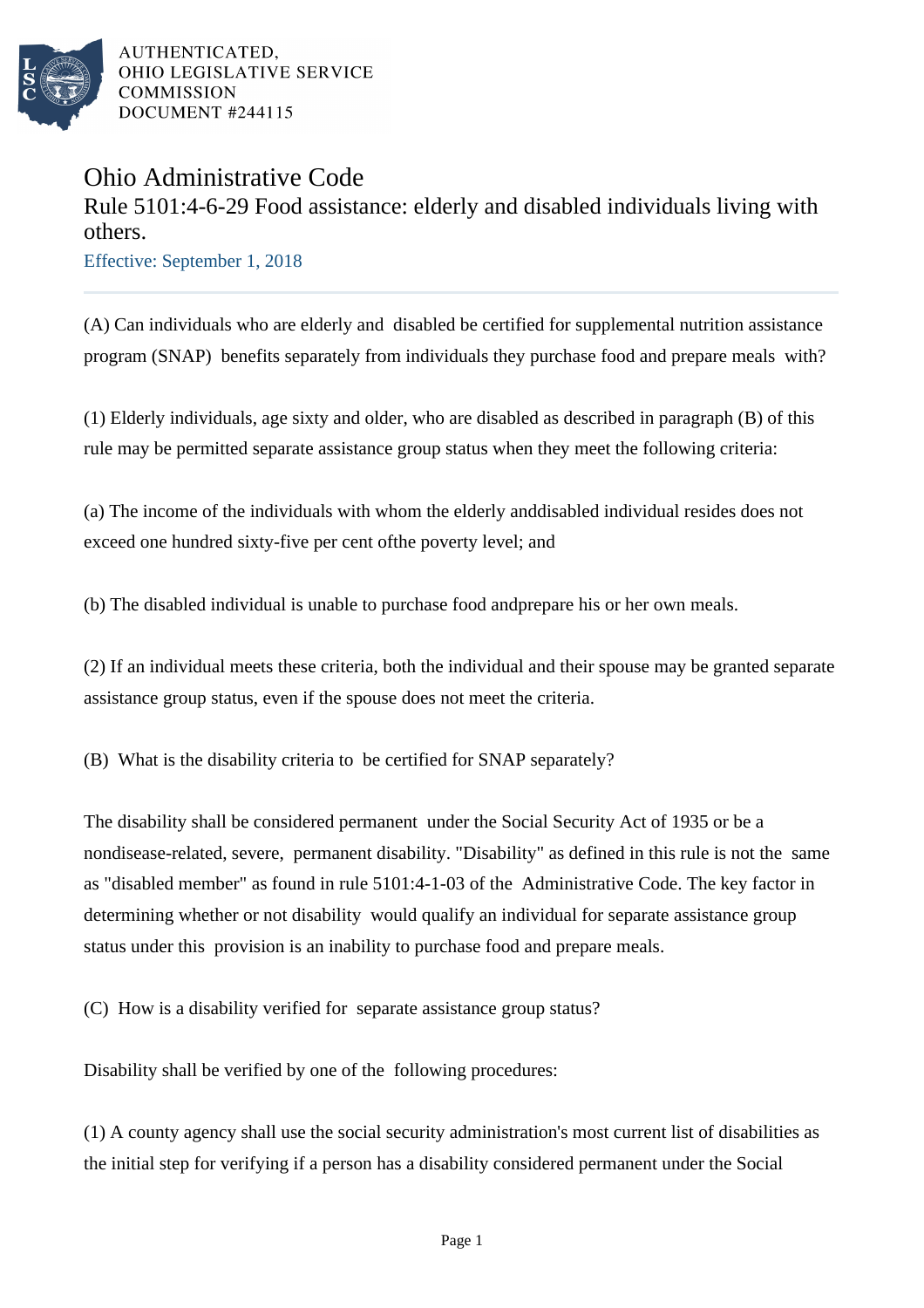AUTHENTICATED,
OHIO LEGISLATIVE SERVICE
COMMISSION
DOCUMENT #244115

# Ohio Administrative Code

## Rule 5101:4-6-29 Food assistance: elderly and disabled individuals living with others.

Effective: September 1, 2018

(A) Can individuals who are elderly and disabled be certified for supplemental nutrition assistance program (SNAP) benefits separately from individuals they purchase food and prepare meals with?

(1) Elderly individuals, age sixty and older, who are disabled as described in paragraph (B) of this rule may be permitted separate assistance group status when they meet the following criteria:

(a) The income of the individuals with whom the elderly anddisabled individual resides does not exceed one hundred sixty-five per cent ofthe poverty level; and

(b) The disabled individual is unable to purchase food andprepare his or her own meals.

(2) If an individual meets these criteria, both the individual and their spouse may be granted separate assistance group status, even if the spouse does not meet the criteria.

(B) What is the disability criteria to be certified for SNAP separately?

The disability shall be considered permanent under the Social Security Act of 1935 or be a nondisease-related, severe, permanent disability. "Disability" as defined in this rule is not the same as "disabled member" as found in rule 5101:4-1-03 of the Administrative Code. The key factor in determining whether or not disability would qualify an individual for separate assistance group status under this provision is an inability to purchase food and prepare meals.

(C) How is a disability verified for separate assistance group status?

Disability shall be verified by one of the following procedures:

(1) A county agency shall use the social security administration's most current list of disabilities as the initial step for verifying if a person has a disability considered permanent under the Social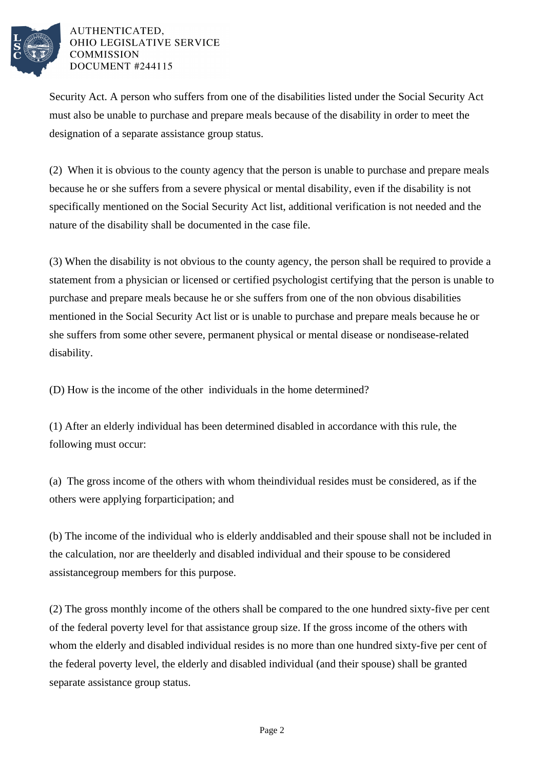Security Act. A person who suffers from one of the disabilities listed under the Social Security Act must also be unable to purchase and prepare meals because of the disability in order to meet the designation of a separate assistance group status.

(2) When it is obvious to the county agency that the person is unable to purchase and prepare meals because he or she suffers from a severe physical or mental disability, even if the disability is not specifically mentioned on the Social Security Act list, additional verification is not needed and the nature of the disability shall be documented in the case file.

(3) When the disability is not obvious to the county agency, the person shall be required to provide a statement from a physician or licensed or certified psychologist certifying that the person is unable to purchase and prepare meals because he or she suffers from one of the non obvious disabilities mentioned in the Social Security Act list or is unable to purchase and prepare meals because he or she suffers from some other severe, permanent physical or mental disease or nondisease-related disability.

(D) How is the income of the other individuals in the home determined?

(1) After an elderly individual has been determined disabled in accordance with this rule, the following must occur:

(a) The gross income of the others with whom theindividual resides must be considered, as if the others were applying forparticipation; and

(b) The income of the individual who is elderly anddisabled and their spouse shall not be included in the calculation, nor are theelderly and disabled individual and their spouse to be considered assistancegroup members for this purpose.

(2) The gross monthly income of the others shall be compared to the one hundred sixty-five per cent of the federal poverty level for that assistance group size. If the gross income of the others with whom the elderly and disabled individual resides is no more than one hundred sixty-five per cent of the federal poverty level, the elderly and disabled individual (and their spouse) shall be granted separate assistance group status.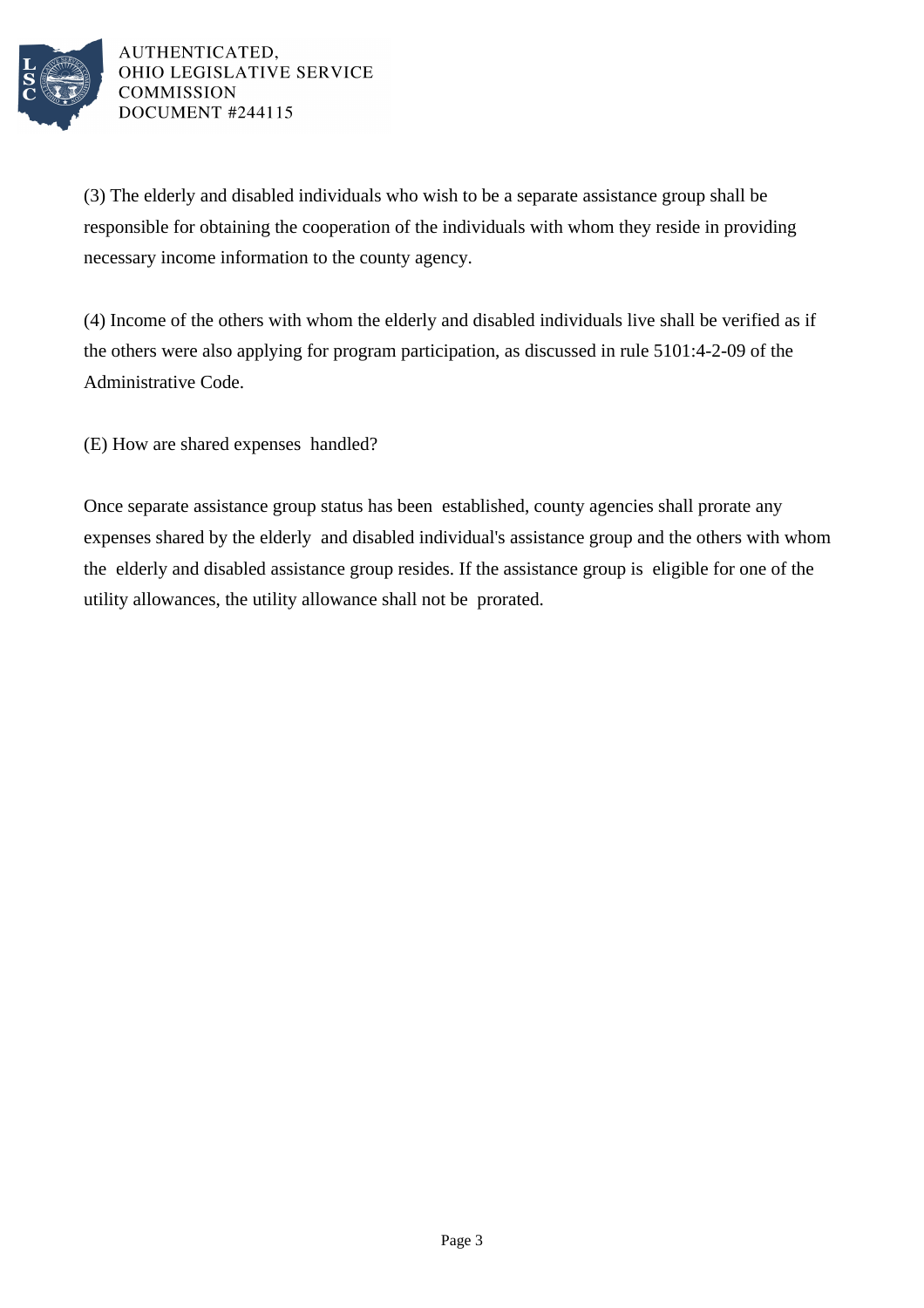(3) The elderly and disabled individuals who wish to be a separate assistance group shall be responsible for obtaining the cooperation of the individuals with whom they reside in providing necessary income information to the county agency.

(4) Income of the others with whom the elderly and disabled individuals live shall be verified as if the others were also applying for program participation, as discussed in rule 5101:4-2-09 of the Administrative Code.

(E) How are shared expenses handled?

Once separate assistance group status has been established, county agencies shall prorate any expenses shared by the elderly and disabled individual's assistance group and the others with whom the elderly and disabled assistance group resides. If the assistance group is eligible for one of the utility allowances, the utility allowance shall not be prorated.